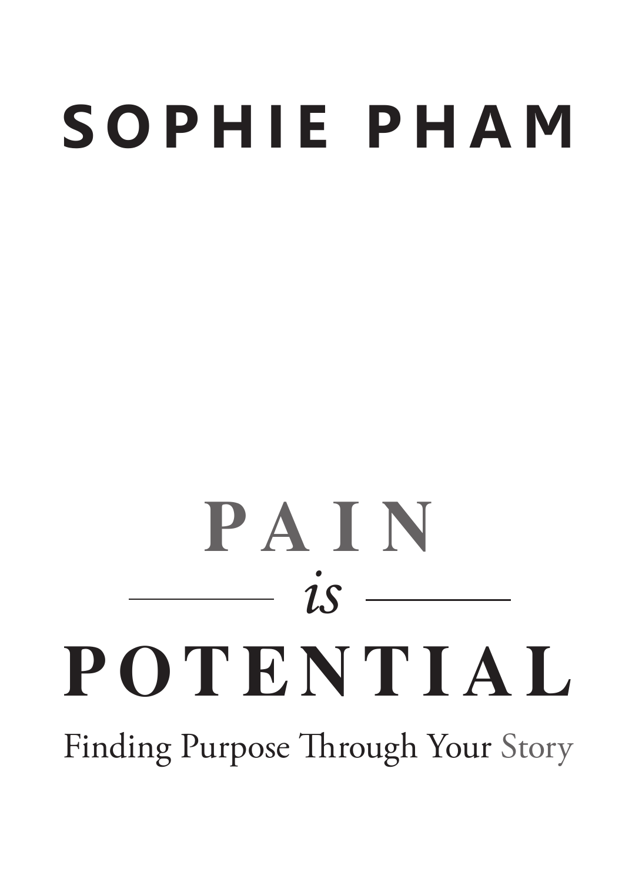**SOPHIE PHAM**

# PAIN *is* POTENTIAL

## Finding Purpose Through Your Story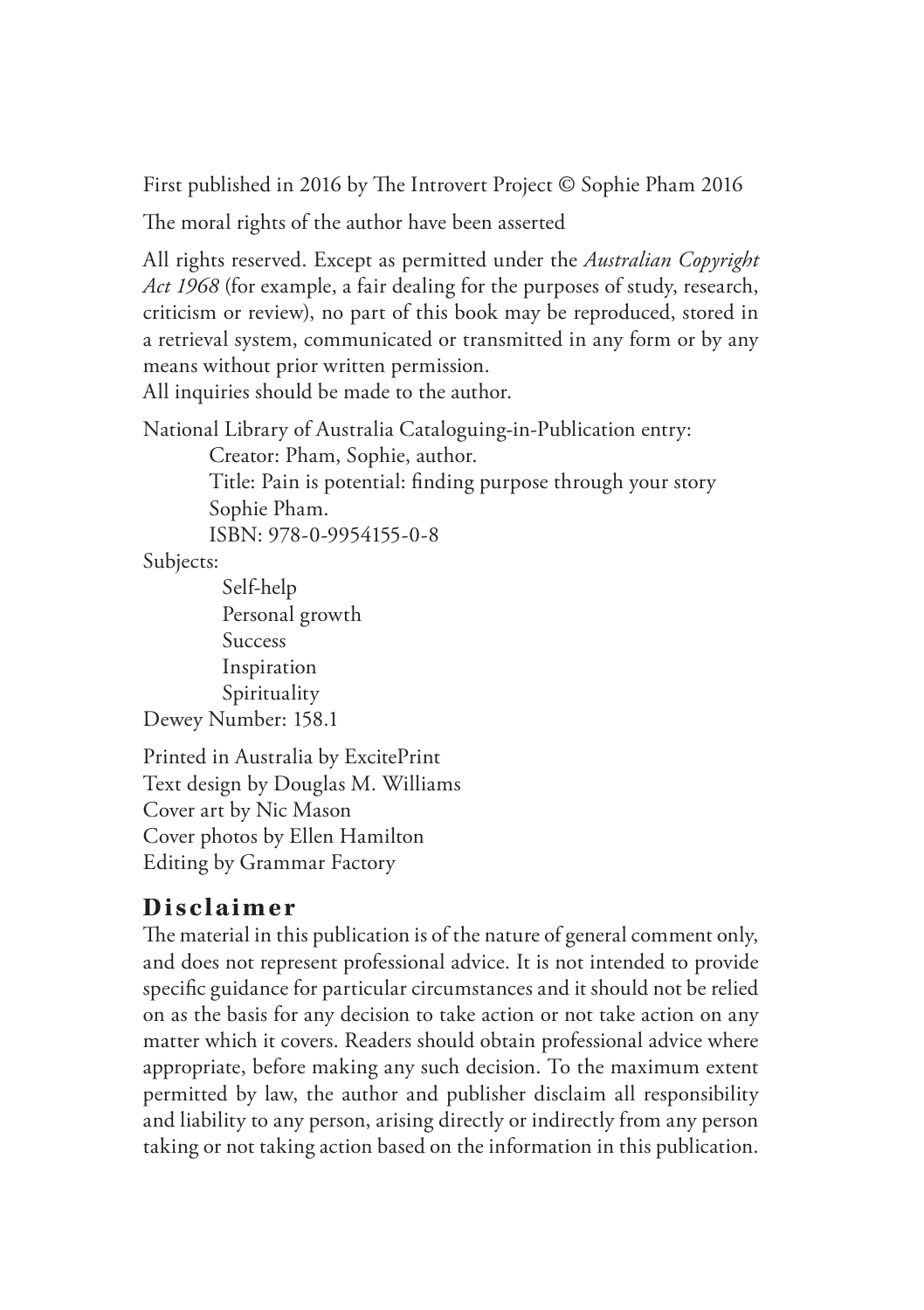First published in 2016 by The Introvert Project © Sophie Pham 2016

The moral rights of the author have been asserted

All rights reserved. Except as permitted under the *Australian Copyright Act 1968* (for example, a fair dealing for the purposes of study, research, criticism or review), no part of this book may be reproduced, stored in a retrieval system, communicated or transmitted in any form or by any means without prior written permission.
All inquiries should be made to the author.

National Library of Australia Cataloguing-in-Publication entry:
Creator: Pham, Sophie, author.
Title: Pain is potential: finding purpose through your story
Sophie Pham.
ISBN: 978-0-9954155-0-8

Subjects:
- Self-help
- Personal growth
- Success
- Inspiration
- Spirituality

Dewey Number: 158.1

Printed in Australia by ExcitePrint
Text design by Douglas M. Williams
Cover art by Nic Mason
Cover photos by Ellen Hamilton
Editing by Grammar Factory

## Disclaimer

The material in this publication is of the nature of general comment only, and does not represent professional advice. It is not intended to provide specific guidance for particular circumstances and it should not be relied on as the basis for any decision to take action or not take action on any matter which it covers. Readers should obtain professional advice where appropriate, before making any such decision. To the maximum extent permitted by law, the author and publisher disclaim all responsibility and liability to any person, arising directly or indirectly from any person taking or not taking action based on the information in this publication.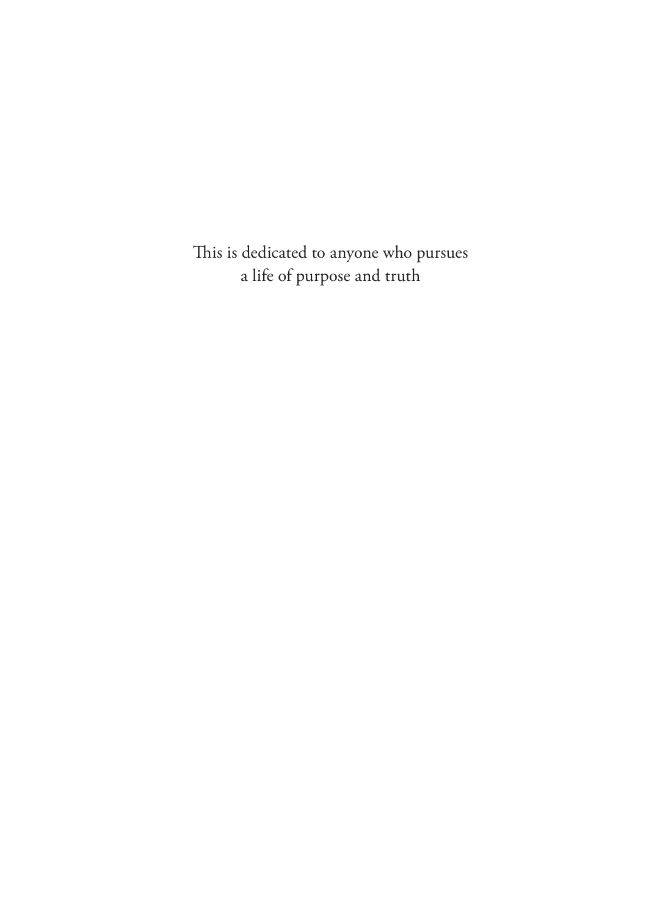This is dedicated to anyone who pursues
a life of purpose and truth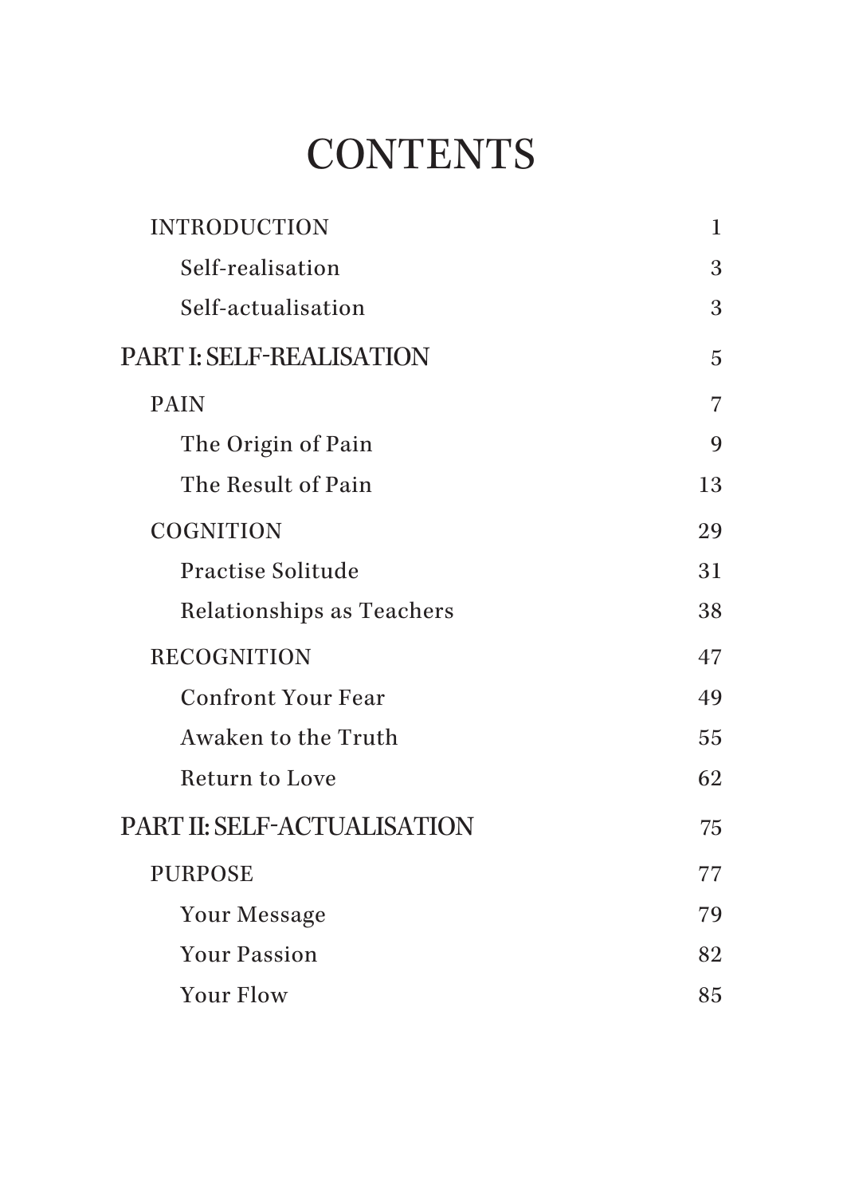# CONTENTS

| | |
|---|---|
| INTRODUCTION | 1 |
| Self-realisation | 3 |
| Self-actualisation | 3 |
| **PART I: SELF-REALISATION** | 5 |
| PAIN | 7 |
| The Origin of Pain | 9 |
| The Result of Pain | 13 |
| COGNITION | 29 |
| Practise Solitude | 31 |
| Relationships as Teachers | 38 |
| RECOGNITION | 47 |
| Confront Your Fear | 49 |
| Awaken to the Truth | 55 |
| Return to Love | 62 |
| **PART II: SELF-ACTUALISATION** | 75 |
| PURPOSE | 77 |
| Your Message | 79 |
| Your Passion | 82 |
| Your Flow | 85 |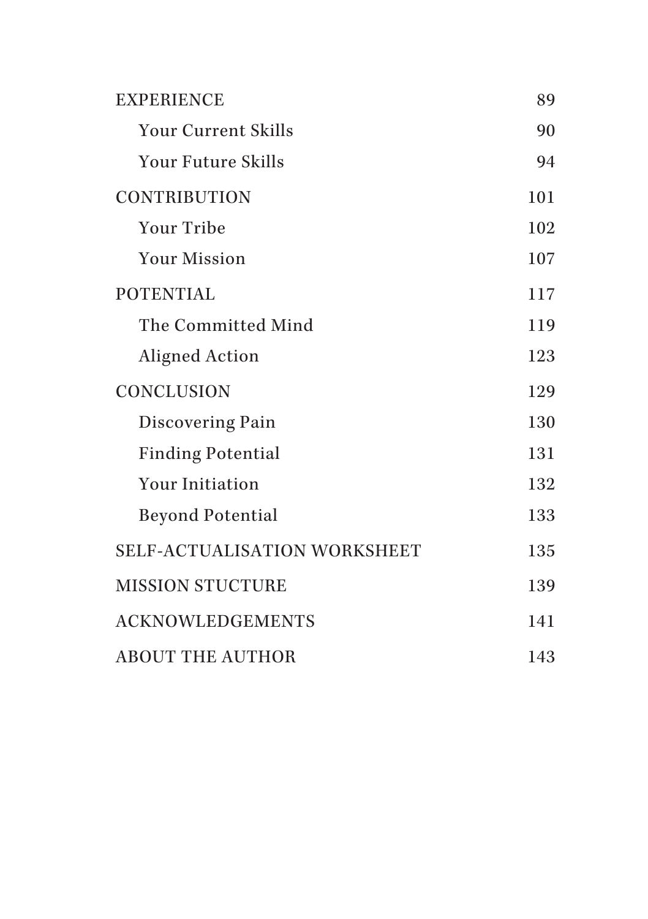| | |
|---|---|
| EXPERIENCE | 89 |
| Your Current Skills | 90 |
| Your Future Skills | 94 |
| CONTRIBUTION | 101 |
| Your Tribe | 102 |
| Your Mission | 107 |
| POTENTIAL | 117 |
| The Committed Mind | 119 |
| Aligned Action | 123 |
| CONCLUSION | 129 |
| Discovering Pain | 130 |
| Finding Potential | 131 |
| Your Initiation | 132 |
| Beyond Potential | 133 |
| SELF-ACTUALISATION WORKSHEET | 135 |
| MISSION STUCTURE | 139 |
| ACKNOWLEDGEMENTS | 141 |
| ABOUT THE AUTHOR | 143 |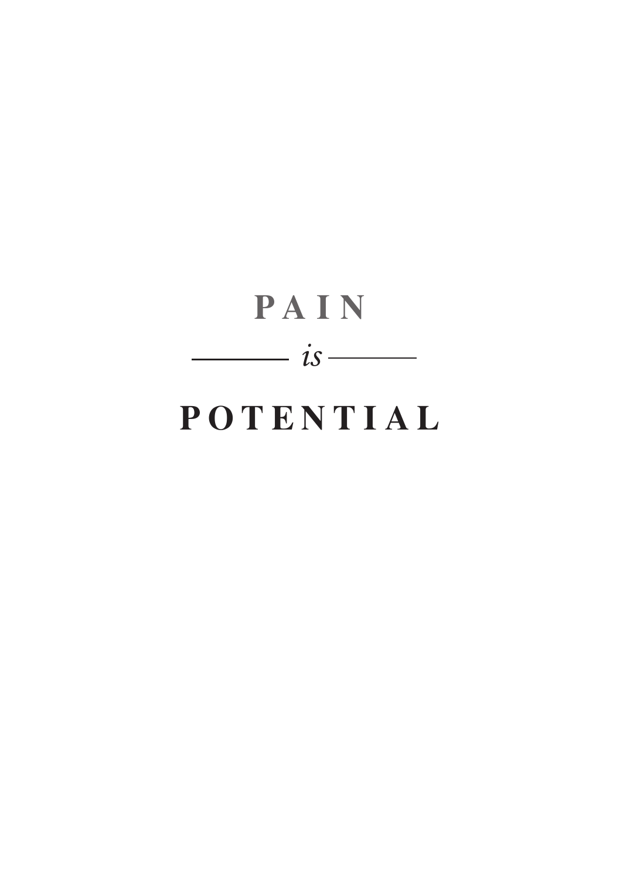# PAIN

*is*

# POTENTIAL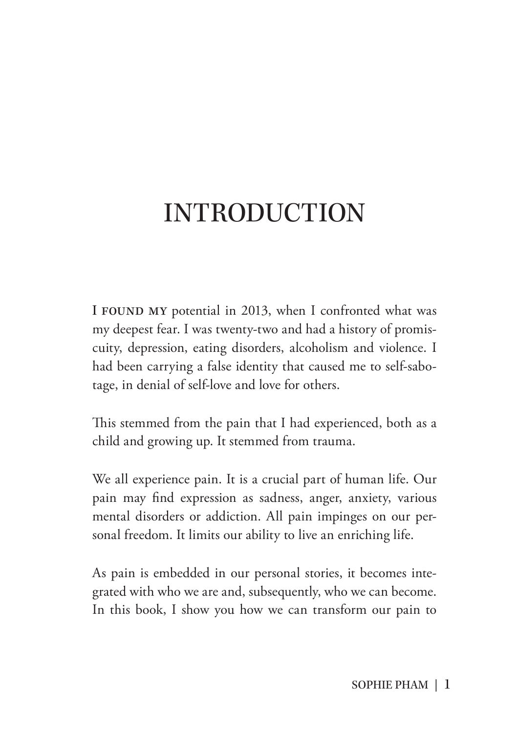# INTRODUCTION

I FOUND MY potential in 2013, when I confronted what was my deepest fear. I was twenty-two and had a history of promiscuity, depression, eating disorders, alcoholism and violence. I had been carrying a false identity that caused me to self-sabotage, in denial of self-love and love for others.

This stemmed from the pain that I had experienced, both as a child and growing up. It stemmed from trauma.

We all experience pain. It is a crucial part of human life. Our pain may find expression as sadness, anger, anxiety, various mental disorders or addiction. All pain impinges on our personal freedom. It limits our ability to live an enriching life.

As pain is embedded in our personal stories, it becomes integrated with who we are and, subsequently, who we can become. In this book, I show you how we can transform our pain to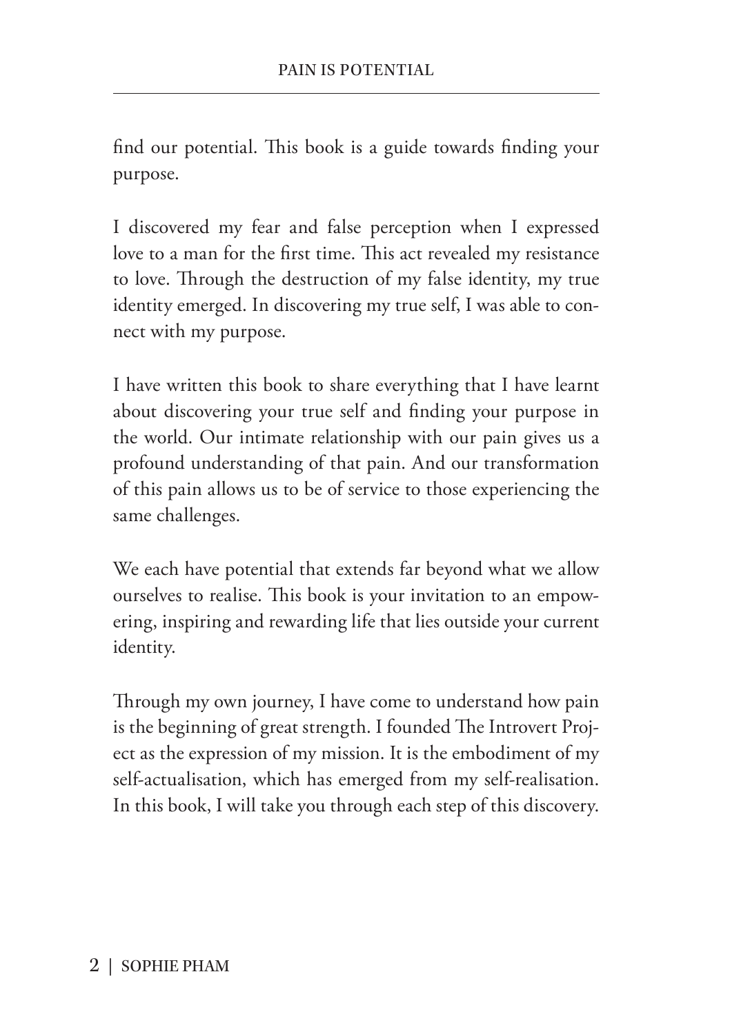find our potential. This book is a guide towards finding your purpose.

I discovered my fear and false perception when I expressed love to a man for the first time. This act revealed my resistance to love. Through the destruction of my false identity, my true identity emerged. In discovering my true self, I was able to connect with my purpose.

I have written this book to share everything that I have learnt about discovering your true self and finding your purpose in the world. Our intimate relationship with our pain gives us a profound understanding of that pain. And our transformation of this pain allows us to be of service to those experiencing the same challenges.

We each have potential that extends far beyond what we allow ourselves to realise. This book is your invitation to an empowering, inspiring and rewarding life that lies outside your current identity.

Through my own journey, I have come to understand how pain is the beginning of great strength. I founded The Introvert Project as the expression of my mission. It is the embodiment of my self-actualisation, which has emerged from my self-realisation. In this book, I will take you through each step of this discovery.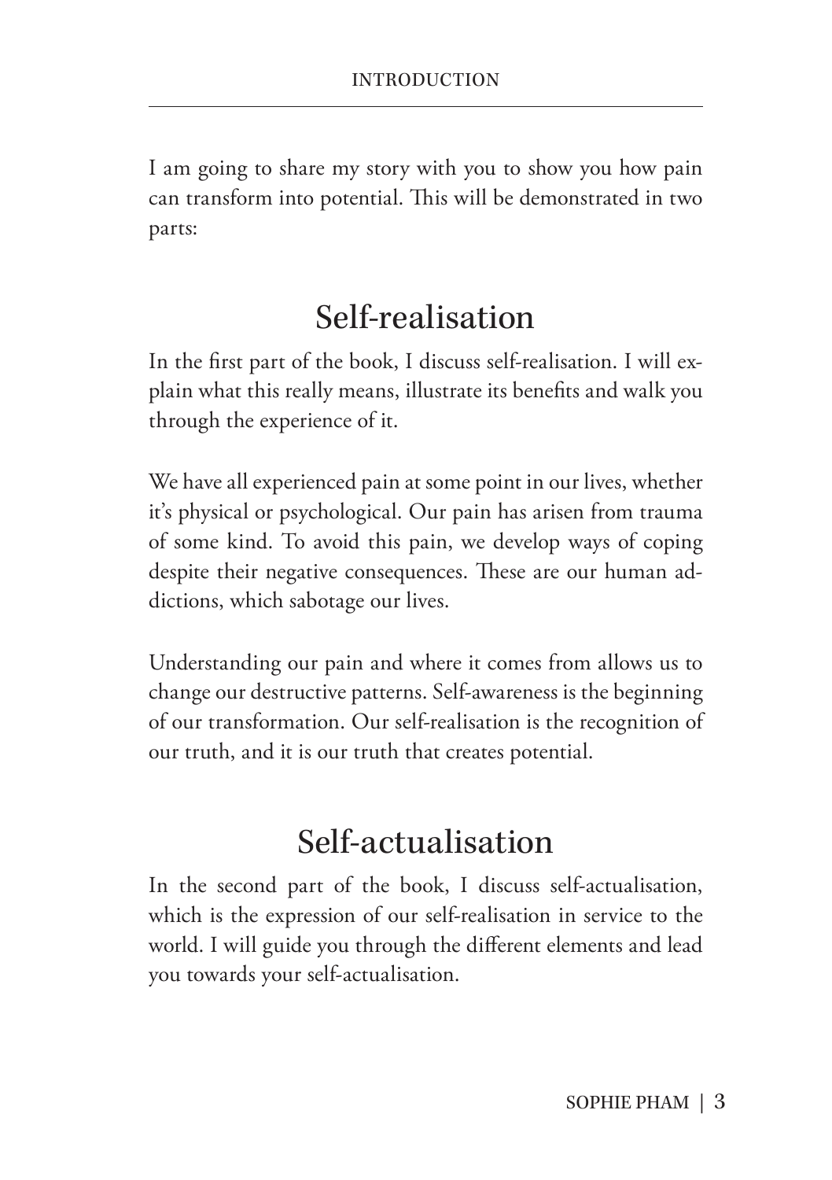I am going to share my story with you to show you how pain can transform into potential. This will be demonstrated in two parts:

## Self-realisation

In the first part of the book, I discuss self-realisation. I will explain what this really means, illustrate its benefits and walk you through the experience of it.

We have all experienced pain at some point in our lives, whether it's physical or psychological. Our pain has arisen from trauma of some kind. To avoid this pain, we develop ways of coping despite their negative consequences. These are our human addictions, which sabotage our lives.

Understanding our pain and where it comes from allows us to change our destructive patterns. Self-awareness is the beginning of our transformation. Our self-realisation is the recognition of our truth, and it is our truth that creates potential.

## Self-actualisation

In the second part of the book, I discuss self-actualisation, which is the expression of our self-realisation in service to the world. I will guide you through the different elements and lead you towards your self-actualisation.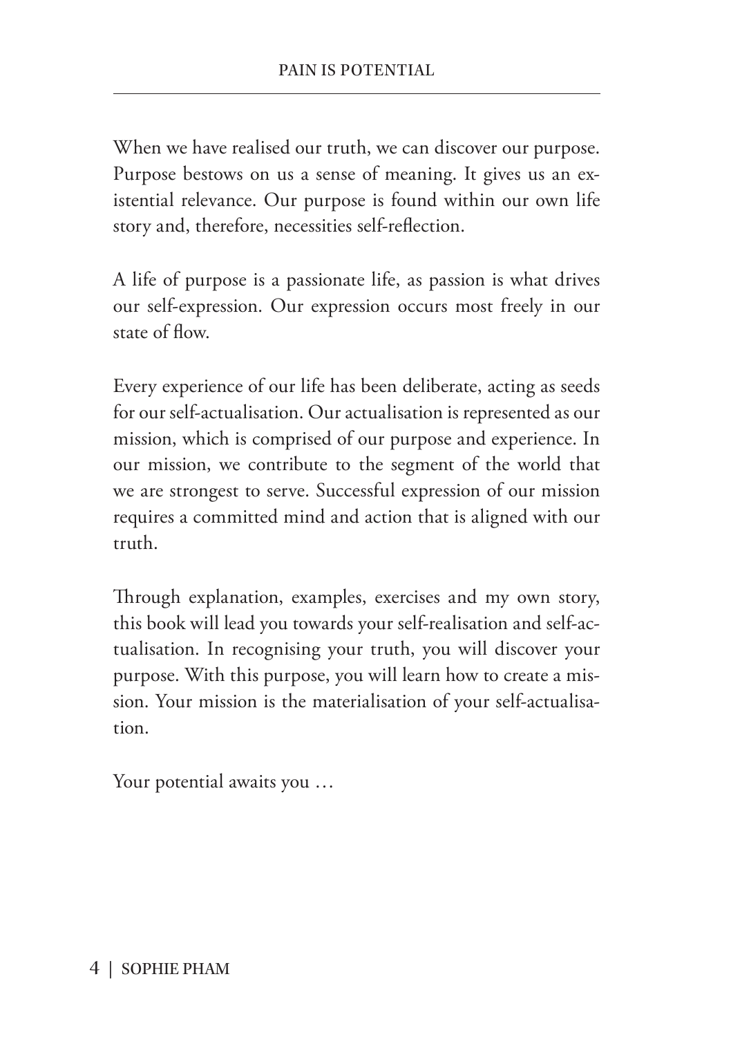When we have realised our truth, we can discover our purpose. Purpose bestows on us a sense of meaning. It gives us an existential relevance. Our purpose is found within our own life story and, therefore, necessities self-reflection.

A life of purpose is a passionate life, as passion is what drives our self-expression. Our expression occurs most freely in our state of flow.

Every experience of our life has been deliberate, acting as seeds for our self-actualisation. Our actualisation is represented as our mission, which is comprised of our purpose and experience. In our mission, we contribute to the segment of the world that we are strongest to serve. Successful expression of our mission requires a committed mind and action that is aligned with our truth.

Through explanation, examples, exercises and my own story, this book will lead you towards your self-realisation and self-actualisation. In recognising your truth, you will discover your purpose. With this purpose, you will learn how to create a mission. Your mission is the materialisation of your self-actualisation.

Your potential awaits you …